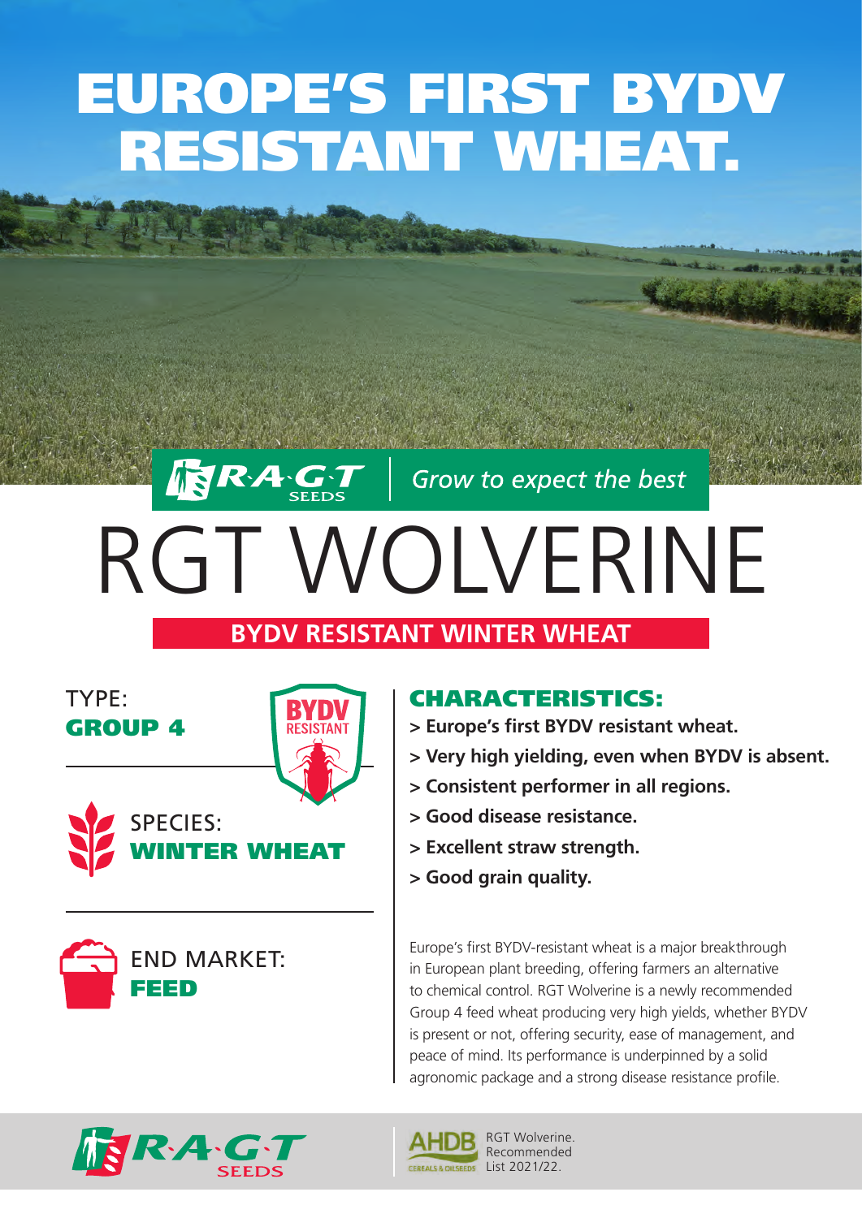# EUROPE'S FIRST BYDV RESISTANT WHEAT.

RAGT SEEDS | *Grow to expect the best*

# RGT WOLVERINE

## BYDV RESISTANT WINTER WHEAT

TYPE:
**GROUP 4**

BYDV RESISTANT

SPECIES:
**WINTER WHEAT**

END MARKET:
**FEED**

### CHARACTERISTICS:

- **Europe's first BYDV resistant wheat.**
- **Very high yielding, even when BYDV is absent.**
- **Consistent performer in all regions.**
- **Good disease resistance.**
- **Excellent straw strength.**
- **Good grain quality.**

Europe's first BYDV-resistant wheat is a major breakthrough in European plant breeding, offering farmers an alternative to chemical control. RGT Wolverine is a newly recommended Group 4 feed wheat producing very high yields, whether BYDV is present or not, offering security, ease of management, and peace of mind. Its performance is underpinned by a solid agronomic package and a strong disease resistance profile.

RAGT SEEDS

AHDB CEREALS & OILSEEDS — RGT Wolverine. Recommended List 2021/22.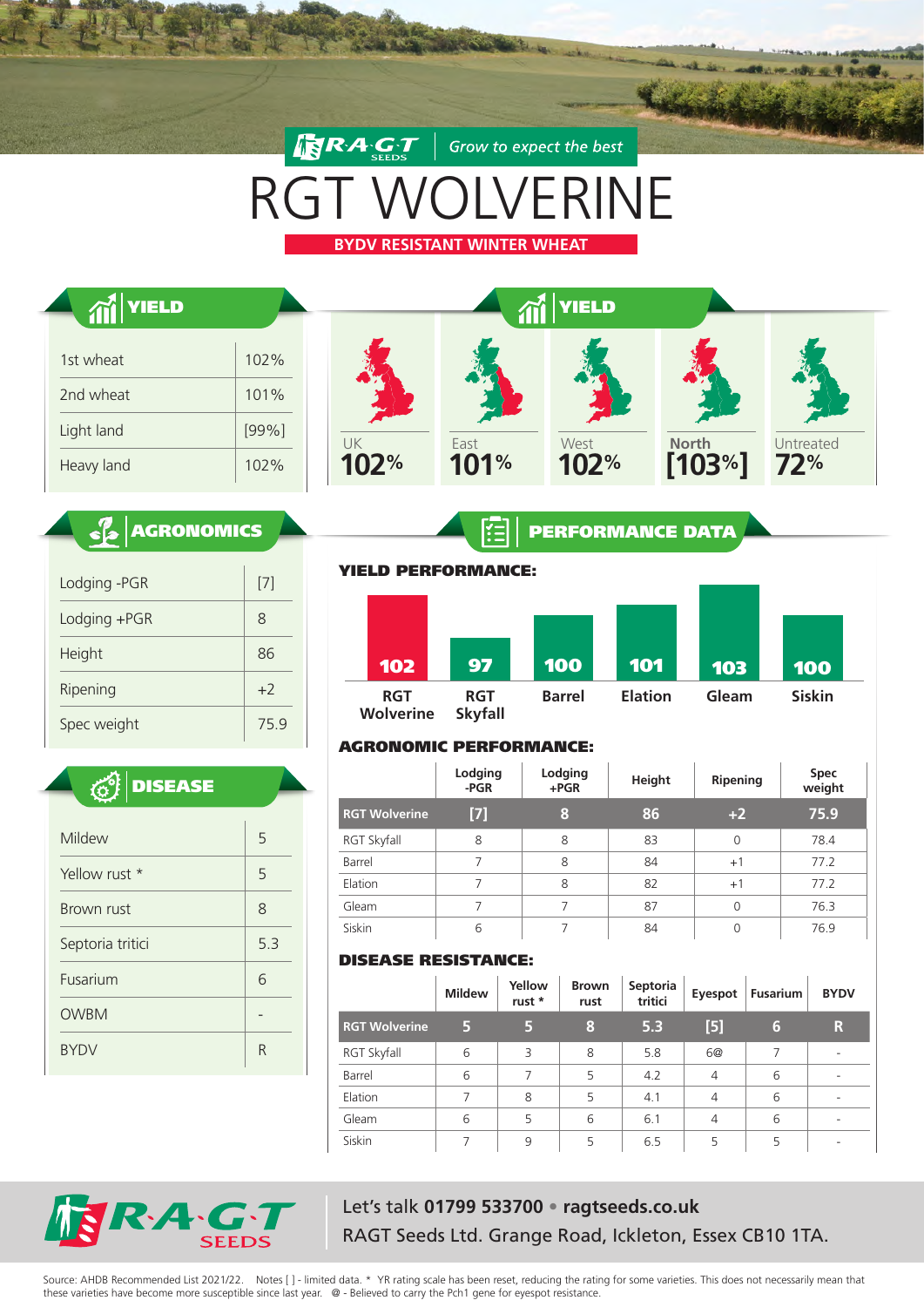RAGT SEEDS — Grow to expect the best

# RGT WOLVERINE

**BYDV RESISTANT WINTER WHEAT**

## YIELD

| | |
|---|---|
| 1st wheat | 102% |
| 2nd wheat | 101% |
| Light land | [99%] |
| Heavy land | 102% |

## YIELD

UK 102%
East 101%
West 102%
North [103%]
Untreated 72%

## AGRONOMICS

| | |
|---|---|
| Lodging -PGR | [7] |
| Lodging +PGR | 8 |
| Height | 86 |
| Ripening | +2 |
| Spec weight | 75.9 |

## DISEASE

| | |
|---|---|
| Mildew | 5 |
| Yellow rust * | 5 |
| Brown rust | 8 |
| Septoria tritici | 5.3 |
| Fusarium | 6 |
| OWBM | - |
| BYDV | R |

## PERFORMANCE DATA

### YIELD PERFORMANCE:

102 RGT Wolverine
97 RGT Skyfall
100 Barrel
101 Elation
103 Gleam
100 Siskin

### AGRONOMIC PERFORMANCE:

| | Lodging -PGR | Lodging +PGR | Height | Ripening | Spec weight |
|---|---|---|---|---|---|
| **RGT Wolverine** | **[7]** | **8** | **86** | **+2** | **75.9** |
| RGT Skyfall | 8 | 8 | 83 | 0 | 78.4 |
| Barrel | 7 | 8 | 84 | +1 | 77.2 |
| Elation | 7 | 8 | 82 | +1 | 77.2 |
| Gleam | 7 | 7 | 87 | 0 | 76.3 |
| Siskin | 6 | 7 | 84 | 0 | 76.9 |

### DISEASE RESISTANCE:

| | Mildew | Yellow rust * | Brown rust | Septoria tritici | Eyespot | Fusarium | BYDV |
|---|---|---|---|---|---|---|---|
| **RGT Wolverine** | **5** | **5** | **8** | **5.3** | **[5]** | **6** | **R** |
| RGT Skyfall | 6 | 3 | 8 | 5.8 | 6@ | 7 | - |
| Barrel | 6 | 7 | 5 | 4.2 | 4 | 6 | - |
| Elation | 7 | 8 | 5 | 4.1 | 4 | 6 | - |
| Gleam | 6 | 5 | 6 | 6.1 | 4 | 6 | - |
| Siskin | 7 | 9 | 5 | 6.5 | 5 | 5 | - |

RAGT SEEDS

Let's talk **01799 533700** • **ragtseeds.co.uk**
RAGT Seeds Ltd. Grange Road, Ickleton, Essex CB10 1TA.

Source: AHDB Recommended List 2021/22. Notes [ ] - limited data. * YR rating scale has been reset, reducing the rating for some varieties. This does not necessarily mean that these varieties have become more susceptible since last year. @ - Believed to carry the Pch1 gene for eyespot resistance.